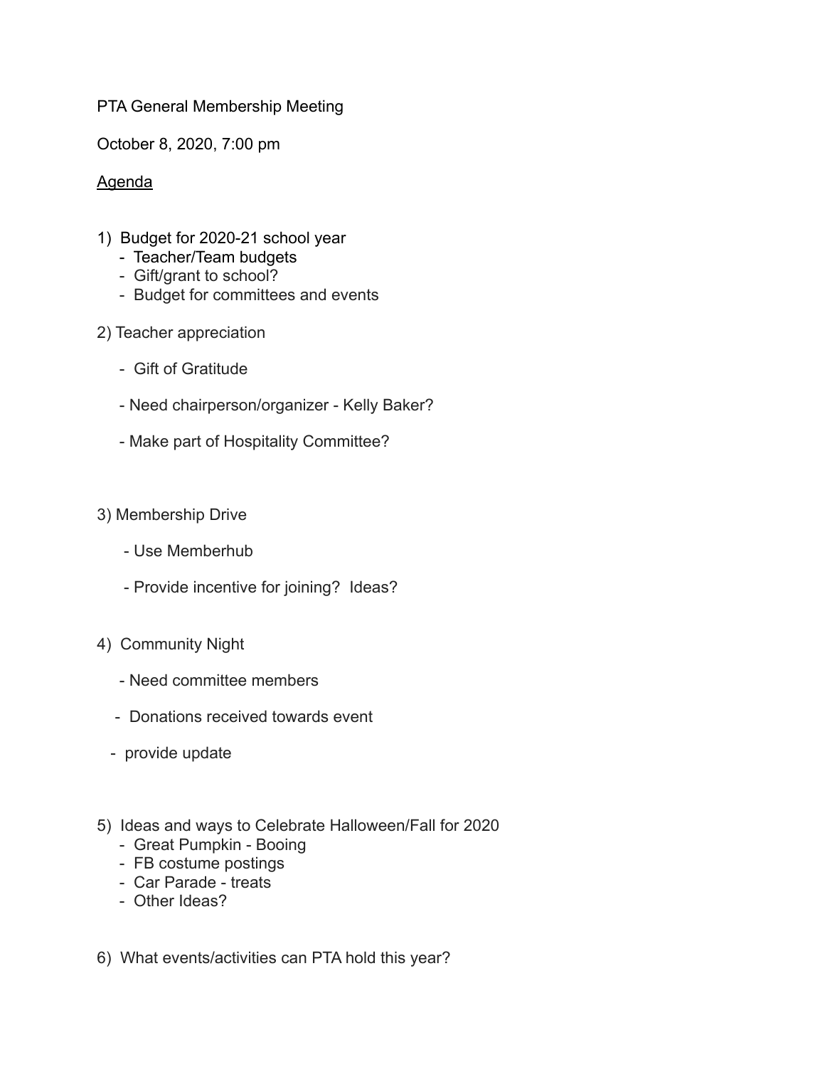PTA General Membership Meeting

October 8, 2020, 7:00 pm

<u>Agenda</u>

1) Budget for 2020-21 school year
   - Teacher/Team budgets
   - Gift/grant to school?
   - Budget for committees and events

2) Teacher appreciation
   - Gift of Gratitude
   - Need chairperson/organizer - Kelly Baker?
   - Make part of Hospitality Committee?

3) Membership Drive
   - Use Memberhub
   - Provide incentive for joining? Ideas?

4) Community Night
   - Need committee members
   - Donations received towards event
   - provide update

5) Ideas and ways to Celebrate Halloween/Fall for 2020
   - Great Pumpkin - Booing
   - FB costume postings
   - Car Parade - treats
   - Other Ideas?

6) What events/activities can PTA hold this year?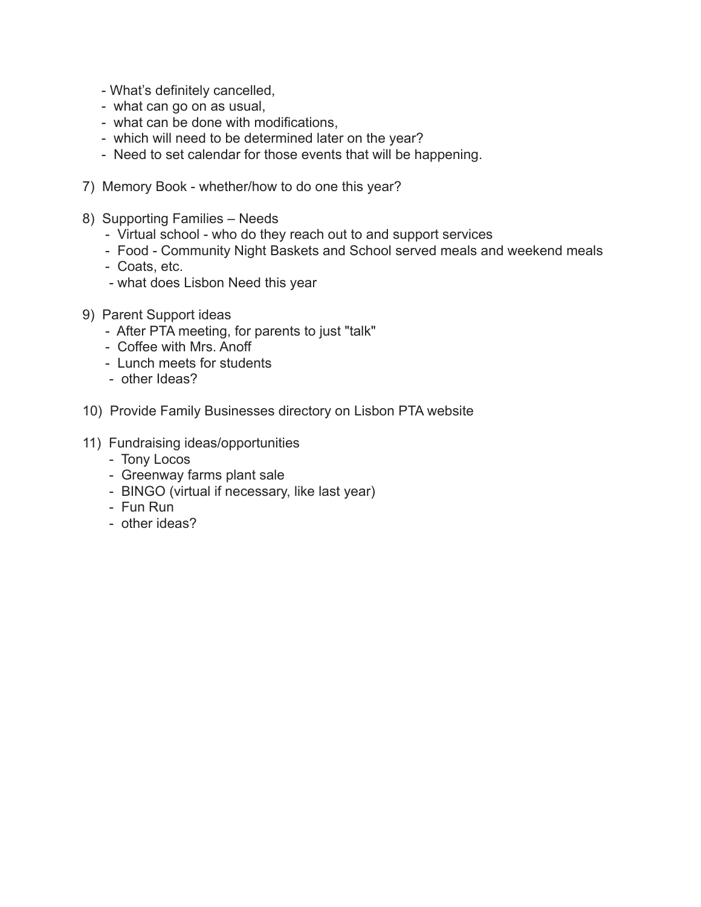- What's definitely cancelled,
- what can go on as usual,
- what can be done with modifications,
- which will need to be determined later on the year?
- Need to set calendar for those events that will be happening.

7) Memory Book - whether/how to do one this year?

8) Supporting Families – Needs
   - Virtual school - who do they reach out to and support services
   - Food - Community Night Baskets and School served meals and weekend meals
   - Coats, etc.
   - what does Lisbon Need this year

9) Parent Support ideas
   - After PTA meeting, for parents to just "talk"
   - Coffee with Mrs. Anoff
   - Lunch meets for students
   - other Ideas?

10) Provide Family Businesses directory on Lisbon PTA website

11) Fundraising ideas/opportunities
    - Tony Locos
    - Greenway farms plant sale
    - BINGO (virtual if necessary, like last year)
    - Fun Run
    - other ideas?